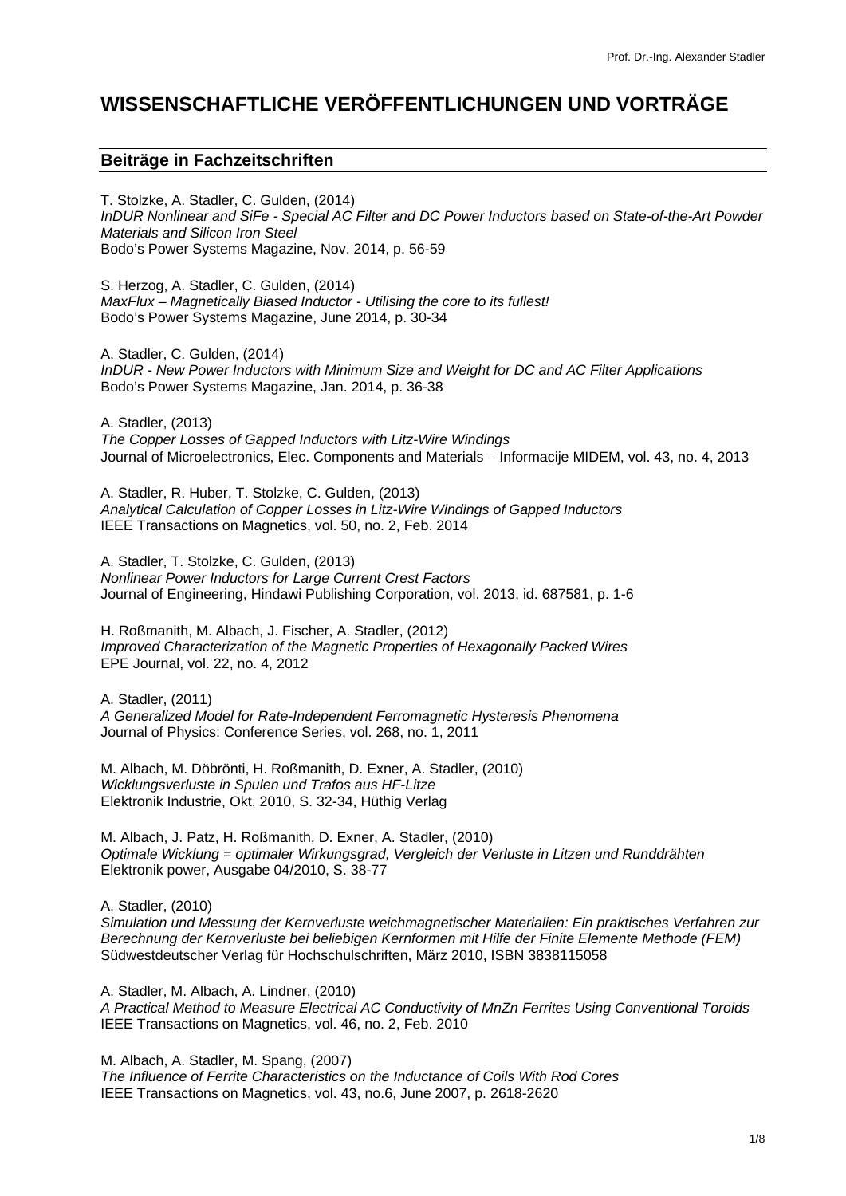# WISSENSCHAFTLICHE VERÖFFENTLICHUNGEN UND VORTRÄGE

## Beiträge in Fachzeitschriften

T. Stolzke, A. Stadler, C. Gulden, (2014)
*InDUR Nonlinear and SiFe - Special AC Filter and DC Power Inductors based on State-of-the-Art Powder Materials and Silicon Iron Steel*
Bodo's Power Systems Magazine, Nov. 2014, p. 56-59

S. Herzog, A. Stadler, C. Gulden, (2014)
*MaxFlux – Magnetically Biased Inductor - Utilising the core to its fullest!*
Bodo's Power Systems Magazine, June 2014, p. 30-34

A. Stadler, C. Gulden, (2014)
*InDUR - New Power Inductors with Minimum Size and Weight for DC and AC Filter Applications*
Bodo's Power Systems Magazine, Jan. 2014, p. 36-38

A. Stadler, (2013)
*The Copper Losses of Gapped Inductors with Litz-Wire Windings*
Journal of Microelectronics, Elec. Components and Materials – Informacije MIDEM, vol. 43, no. 4, 2013

A. Stadler, R. Huber, T. Stolzke, C. Gulden, (2013)
*Analytical Calculation of Copper Losses in Litz-Wire Windings of Gapped Inductors*
IEEE Transactions on Magnetics, vol. 50, no. 2, Feb. 2014

A. Stadler, T. Stolzke, C. Gulden, (2013)
*Nonlinear Power Inductors for Large Current Crest Factors*
Journal of Engineering, Hindawi Publishing Corporation, vol. 2013, id. 687581, p. 1-6

H. Roßmanith, M. Albach, J. Fischer, A. Stadler, (2012)
*Improved Characterization of the Magnetic Properties of Hexagonally Packed Wires*
EPE Journal, vol. 22, no. 4, 2012

A. Stadler, (2011)
*A Generalized Model for Rate-Independent Ferromagnetic Hysteresis Phenomena*
Journal of Physics: Conference Series, vol. 268, no. 1, 2011

M. Albach, M. Döbrönti, H. Roßmanith, D. Exner, A. Stadler, (2010)
*Wicklungsverluste in Spulen und Trafos aus HF-Litze*
Elektronik Industrie, Okt. 2010, S. 32-34, Hüthig Verlag

M. Albach, J. Patz, H. Roßmanith, D. Exner, A. Stadler, (2010)
*Optimale Wicklung = optimaler Wirkungsgrad, Vergleich der Verluste in Litzen und Runddrähten*
Elektronik power, Ausgabe 04/2010, S. 38-77

A. Stadler, (2010)
*Simulation und Messung der Kernverluste weichmagnetischer Materialien: Ein praktisches Verfahren zur Berechnung der Kernverluste bei beliebigen Kernformen mit Hilfe der Finite Elemente Methode (FEM)*
Südwestdeutscher Verlag für Hochschulschriften, März 2010, ISBN 3838115058

A. Stadler, M. Albach, A. Lindner, (2010)
*A Practical Method to Measure Electrical AC Conductivity of MnZn Ferrites Using Conventional Toroids*
IEEE Transactions on Magnetics, vol. 46, no. 2, Feb. 2010

M. Albach, A. Stadler, M. Spang, (2007)
*The Influence of Ferrite Characteristics on the Inductance of Coils With Rod Cores*
IEEE Transactions on Magnetics, vol. 43, no.6, June 2007, p. 2618-2620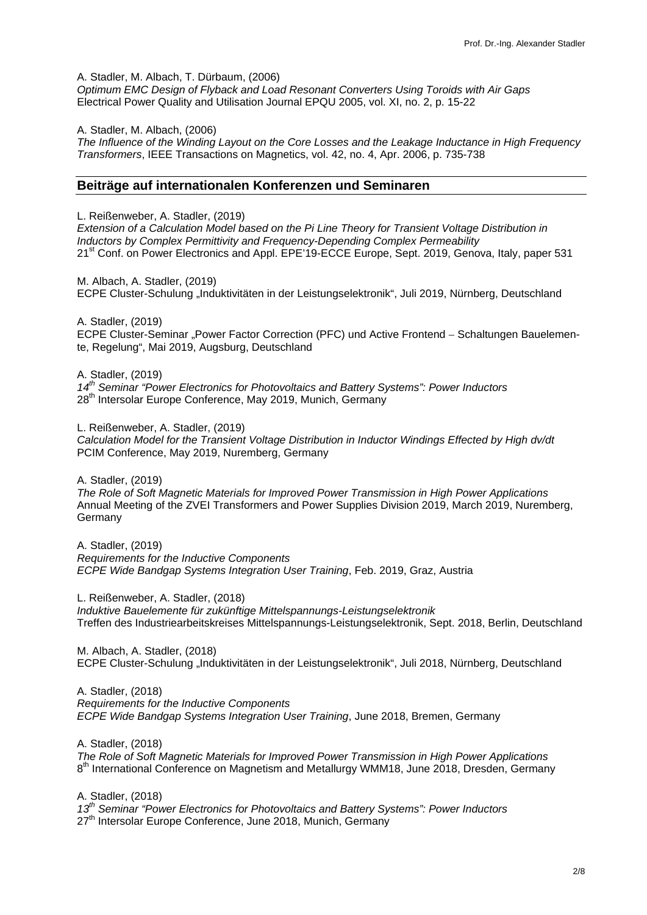A. Stadler, M. Albach, T. Dürbaum, (2006)
*Optimum EMC Design of Flyback and Load Resonant Converters Using Toroids with Air Gaps*
Electrical Power Quality and Utilisation Journal EPQU 2005, vol. XI, no. 2, p. 15-22

A. Stadler, M. Albach, (2006)
*The Influence of the Winding Layout on the Core Losses and the Leakage Inductance in High Frequency Transformers*, IEEE Transactions on Magnetics, vol. 42, no. 4, Apr. 2006, p. 735-738

## Beiträge auf internationalen Konferenzen und Seminaren

L. Reißenweber, A. Stadler, (2019)
*Extension of a Calculation Model based on the Pi Line Theory for Transient Voltage Distribution in Inductors by Complex Permittivity and Frequency-Depending Complex Permeability*
21st Conf. on Power Electronics and Appl. EPE'19-ECCE Europe, Sept. 2019, Genova, Italy, paper 531

M. Albach, A. Stadler, (2019)
ECPE Cluster-Schulung „Induktivitäten in der Leistungselektronik", Juli 2019, Nürnberg, Deutschland

A. Stadler, (2019)
ECPE Cluster-Seminar „Power Factor Correction (PFC) und Active Frontend – Schaltungen Bauelemente, Regelung", Mai 2019, Augsburg, Deutschland

A. Stadler, (2019)
*14th Seminar "Power Electronics for Photovoltaics and Battery Systems": Power Inductors*
28th Intersolar Europe Conference, May 2019, Munich, Germany

L. Reißenweber, A. Stadler, (2019)
*Calculation Model for the Transient Voltage Distribution in Inductor Windings Effected by High dv/dt*
PCIM Conference, May 2019, Nuremberg, Germany

A. Stadler, (2019)
*The Role of Soft Magnetic Materials for Improved Power Transmission in High Power Applications*
Annual Meeting of the ZVEI Transformers and Power Supplies Division 2019, March 2019, Nuremberg, Germany

A. Stadler, (2019)
*Requirements for the Inductive Components*
*ECPE Wide Bandgap Systems Integration User Training*, Feb. 2019, Graz, Austria

L. Reißenweber, A. Stadler, (2018)
*Induktive Bauelemente für zukünftige Mittelspannungs-Leistungselektronik*
Treffen des Industriearbeitskreises Mittelspannungs-Leistungselektronik, Sept. 2018, Berlin, Deutschland

M. Albach, A. Stadler, (2018)
ECPE Cluster-Schulung „Induktivitäten in der Leistungselektronik", Juli 2018, Nürnberg, Deutschland

A. Stadler, (2018)
*Requirements for the Inductive Components*
*ECPE Wide Bandgap Systems Integration User Training*, June 2018, Bremen, Germany

A. Stadler, (2018)
*The Role of Soft Magnetic Materials for Improved Power Transmission in High Power Applications*
8th International Conference on Magnetism and Metallurgy WMM18, June 2018, Dresden, Germany

A. Stadler, (2018)
*13th Seminar "Power Electronics for Photovoltaics and Battery Systems": Power Inductors*
27th Intersolar Europe Conference, June 2018, Munich, Germany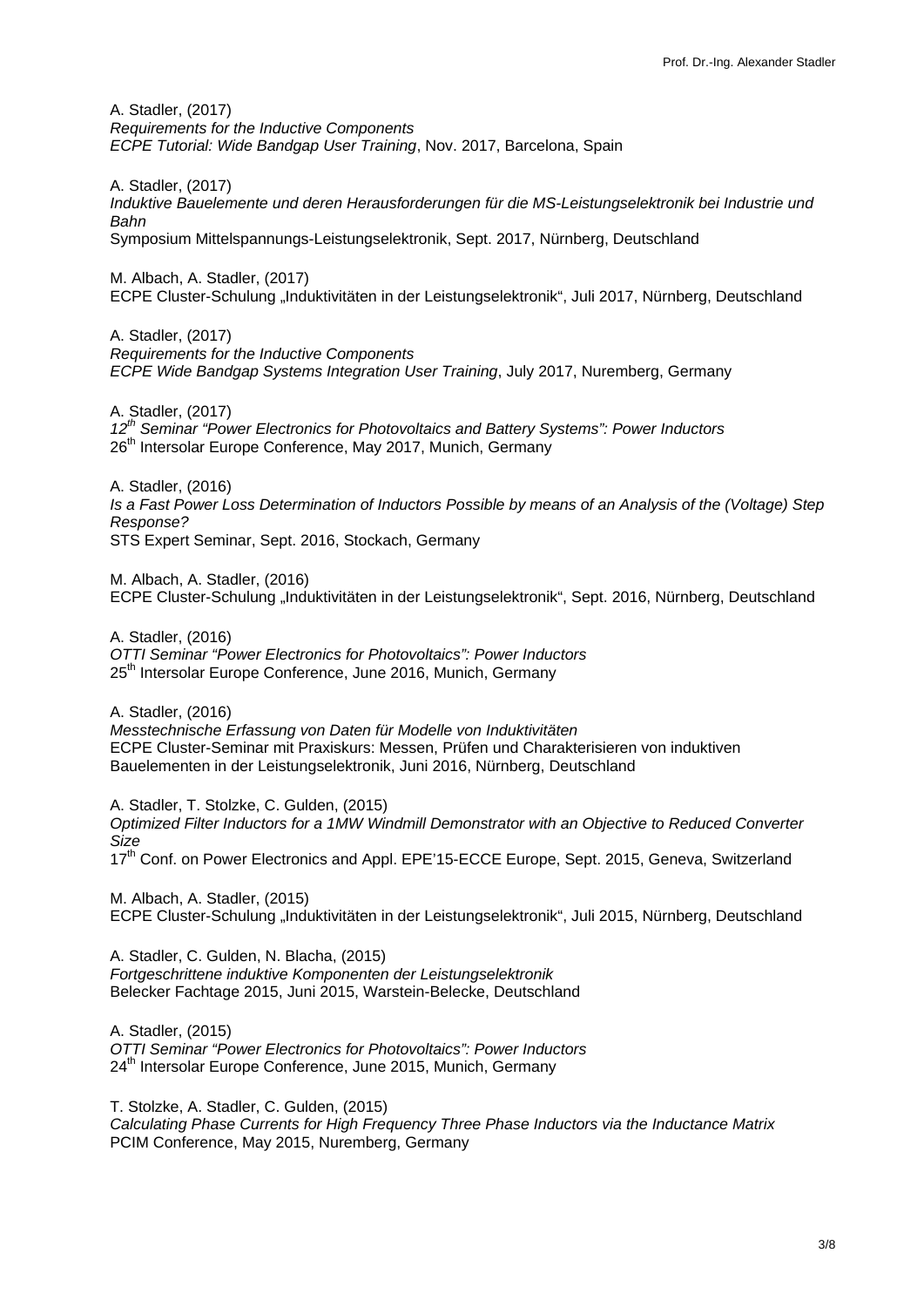A. Stadler, (2017)  
*Requirements for the Inductive Components*  
*ECPE Tutorial: Wide Bandgap User Training*, Nov. 2017, Barcelona, Spain

A. Stadler, (2017)  
*Induktive Bauelemente und deren Herausforderungen für die MS-Leistungselektronik bei Industrie und Bahn*  
Symposium Mittelspannungs-Leistungselektronik, Sept. 2017, Nürnberg, Deutschland

M. Albach, A. Stadler, (2017)  
ECPE Cluster-Schulung „Induktivitäten in der Leistungselektronik", Juli 2017, Nürnberg, Deutschland

A. Stadler, (2017)  
*Requirements for the Inductive Components*  
*ECPE Wide Bandgap Systems Integration User Training*, July 2017, Nuremberg, Germany

A. Stadler, (2017)  
*12th Seminar "Power Electronics for Photovoltaics and Battery Systems": Power Inductors*  
26th Intersolar Europe Conference, May 2017, Munich, Germany

A. Stadler, (2016)  
*Is a Fast Power Loss Determination of Inductors Possible by means of an Analysis of the (Voltage) Step Response?*  
STS Expert Seminar, Sept. 2016, Stockach, Germany

M. Albach, A. Stadler, (2016)  
ECPE Cluster-Schulung „Induktivitäten in der Leistungselektronik", Sept. 2016, Nürnberg, Deutschland

A. Stadler, (2016)  
*OTTI Seminar "Power Electronics for Photovoltaics": Power Inductors*  
25th Intersolar Europe Conference, June 2016, Munich, Germany

A. Stadler, (2016)  
*Messtechnische Erfassung von Daten für Modelle von Induktivitäten*  
ECPE Cluster-Seminar mit Praxiskurs: Messen, Prüfen und Charakterisieren von induktiven Bauelementen in der Leistungselektronik, Juni 2016, Nürnberg, Deutschland

A. Stadler, T. Stolzke, C. Gulden, (2015)  
*Optimized Filter Inductors for a 1MW Windmill Demonstrator with an Objective to Reduced Converter Size*  
17th Conf. on Power Electronics and Appl. EPE'15-ECCE Europe, Sept. 2015, Geneva, Switzerland

M. Albach, A. Stadler, (2015)  
ECPE Cluster-Schulung „Induktivitäten in der Leistungselektronik", Juli 2015, Nürnberg, Deutschland

A. Stadler, C. Gulden, N. Blacha, (2015)  
*Fortgeschrittene induktive Komponenten der Leistungselektronik*  
Belecker Fachtage 2015, Juni 2015, Warstein-Belecke, Deutschland

A. Stadler, (2015)  
*OTTI Seminar "Power Electronics for Photovoltaics": Power Inductors*  
24th Intersolar Europe Conference, June 2015, Munich, Germany

T. Stolzke, A. Stadler, C. Gulden, (2015)  
*Calculating Phase Currents for High Frequency Three Phase Inductors via the Inductance Matrix*  
PCIM Conference, May 2015, Nuremberg, Germany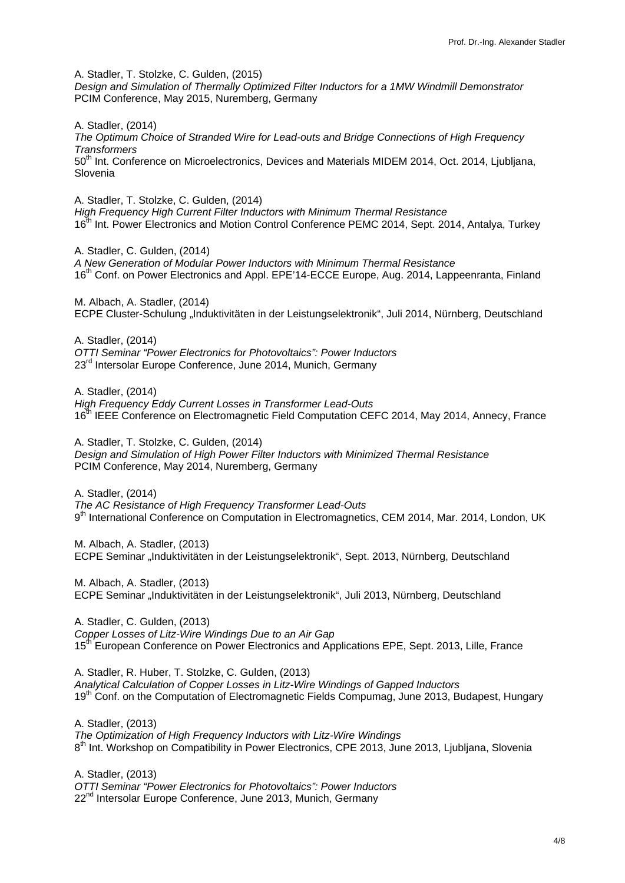A. Stadler, T. Stolzke, C. Gulden, (2015)
*Design and Simulation of Thermally Optimized Filter Inductors for a 1MW Windmill Demonstrator*
PCIM Conference, May 2015, Nuremberg, Germany

A. Stadler, (2014)
*The Optimum Choice of Stranded Wire for Lead-outs and Bridge Connections of High Frequency Transformers*
50th Int. Conference on Microelectronics, Devices and Materials MIDEM 2014, Oct. 2014, Ljubljana, Slovenia

A. Stadler, T. Stolzke, C. Gulden, (2014)
*High Frequency High Current Filter Inductors with Minimum Thermal Resistance*
16th Int. Power Electronics and Motion Control Conference PEMC 2014, Sept. 2014, Antalya, Turkey

A. Stadler, C. Gulden, (2014)
*A New Generation of Modular Power Inductors with Minimum Thermal Resistance*
16th Conf. on Power Electronics and Appl. EPE'14-ECCE Europe, Aug. 2014, Lappeenranta, Finland

M. Albach, A. Stadler, (2014)
ECPE Cluster-Schulung „Induktivitäten in der Leistungselektronik", Juli 2014, Nürnberg, Deutschland

A. Stadler, (2014)
*OTTI Seminar "Power Electronics for Photovoltaics": Power Inductors*
23rd Intersolar Europe Conference, June 2014, Munich, Germany

A. Stadler, (2014)
*High Frequency Eddy Current Losses in Transformer Lead-Outs*
16th IEEE Conference on Electromagnetic Field Computation CEFC 2014, May 2014, Annecy, France

A. Stadler, T. Stolzke, C. Gulden, (2014)
*Design and Simulation of High Power Filter Inductors with Minimized Thermal Resistance*
PCIM Conference, May 2014, Nuremberg, Germany

A. Stadler, (2014)
*The AC Resistance of High Frequency Transformer Lead-Outs*
9th International Conference on Computation in Electromagnetics, CEM 2014, Mar. 2014, London, UK

M. Albach, A. Stadler, (2013)
ECPE Seminar „Induktivitäten in der Leistungselektronik", Sept. 2013, Nürnberg, Deutschland

M. Albach, A. Stadler, (2013)
ECPE Seminar „Induktivitäten in der Leistungselektronik", Juli 2013, Nürnberg, Deutschland

A. Stadler, C. Gulden, (2013)
*Copper Losses of Litz-Wire Windings Due to an Air Gap*
15th European Conference on Power Electronics and Applications EPE, Sept. 2013, Lille, France

A. Stadler, R. Huber, T. Stolzke, C. Gulden, (2013)
*Analytical Calculation of Copper Losses in Litz-Wire Windings of Gapped Inductors*
19th Conf. on the Computation of Electromagnetic Fields Compumag, June 2013, Budapest, Hungary

A. Stadler, (2013)
*The Optimization of High Frequency Inductors with Litz-Wire Windings*
8th Int. Workshop on Compatibility in Power Electronics, CPE 2013, June 2013, Ljubljana, Slovenia

A. Stadler, (2013)
*OTTI Seminar "Power Electronics for Photovoltaics": Power Inductors*
22nd Intersolar Europe Conference, June 2013, Munich, Germany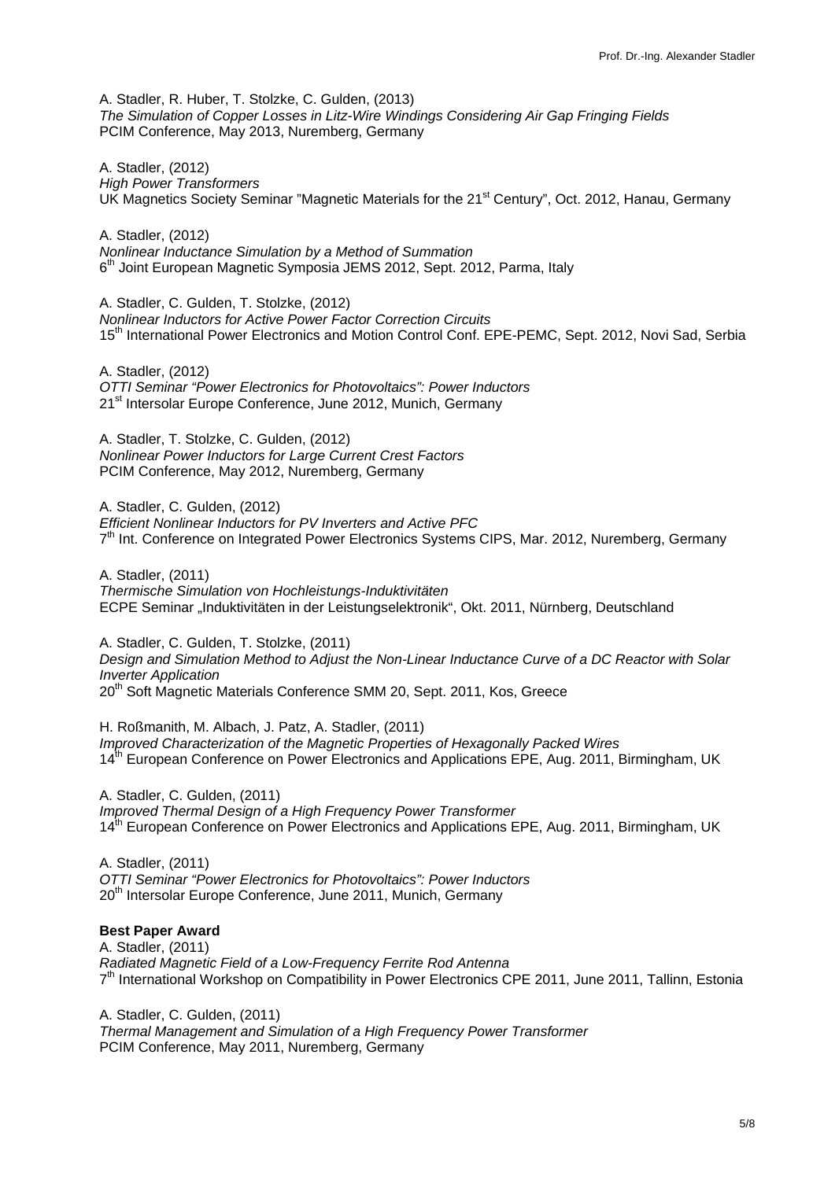A. Stadler, R. Huber, T. Stolzke, C. Gulden, (2013)
*The Simulation of Copper Losses in Litz-Wire Windings Considering Air Gap Fringing Fields*
PCIM Conference, May 2013, Nuremberg, Germany

A. Stadler, (2012)
*High Power Transformers*
UK Magnetics Society Seminar "Magnetic Materials for the 21st Century", Oct. 2012, Hanau, Germany

A. Stadler, (2012)
*Nonlinear Inductance Simulation by a Method of Summation*
6th Joint European Magnetic Symposia JEMS 2012, Sept. 2012, Parma, Italy

A. Stadler, C. Gulden, T. Stolzke, (2012)
*Nonlinear Inductors for Active Power Factor Correction Circuits*
15th International Power Electronics and Motion Control Conf. EPE-PEMC, Sept. 2012, Novi Sad, Serbia

A. Stadler, (2012)
*OTTI Seminar "Power Electronics for Photovoltaics": Power Inductors*
21st Intersolar Europe Conference, June 2012, Munich, Germany

A. Stadler, T. Stolzke, C. Gulden, (2012)
*Nonlinear Power Inductors for Large Current Crest Factors*
PCIM Conference, May 2012, Nuremberg, Germany

A. Stadler, C. Gulden, (2012)
*Efficient Nonlinear Inductors for PV Inverters and Active PFC*
7th Int. Conference on Integrated Power Electronics Systems CIPS, Mar. 2012, Nuremberg, Germany

A. Stadler, (2011)
*Thermische Simulation von Hochleistungs-Induktivitäten*
ECPE Seminar „Induktivitäten in der Leistungselektronik", Okt. 2011, Nürnberg, Deutschland

A. Stadler, C. Gulden, T. Stolzke, (2011)
*Design and Simulation Method to Adjust the Non-Linear Inductance Curve of a DC Reactor with Solar Inverter Application*
20th Soft Magnetic Materials Conference SMM 20, Sept. 2011, Kos, Greece

H. Roßmanith, M. Albach, J. Patz, A. Stadler, (2011)
*Improved Characterization of the Magnetic Properties of Hexagonally Packed Wires*
14th European Conference on Power Electronics and Applications EPE, Aug. 2011, Birmingham, UK

A. Stadler, C. Gulden, (2011)
*Improved Thermal Design of a High Frequency Power Transformer*
14th European Conference on Power Electronics and Applications EPE, Aug. 2011, Birmingham, UK

A. Stadler, (2011)
*OTTI Seminar "Power Electronics for Photovoltaics": Power Inductors*
20th Intersolar Europe Conference, June 2011, Munich, Germany

**Best Paper Award**
A. Stadler, (2011)
*Radiated Magnetic Field of a Low-Frequency Ferrite Rod Antenna*
7th International Workshop on Compatibility in Power Electronics CPE 2011, June 2011, Tallinn, Estonia

A. Stadler, C. Gulden, (2011)
*Thermal Management and Simulation of a High Frequency Power Transformer*
PCIM Conference, May 2011, Nuremberg, Germany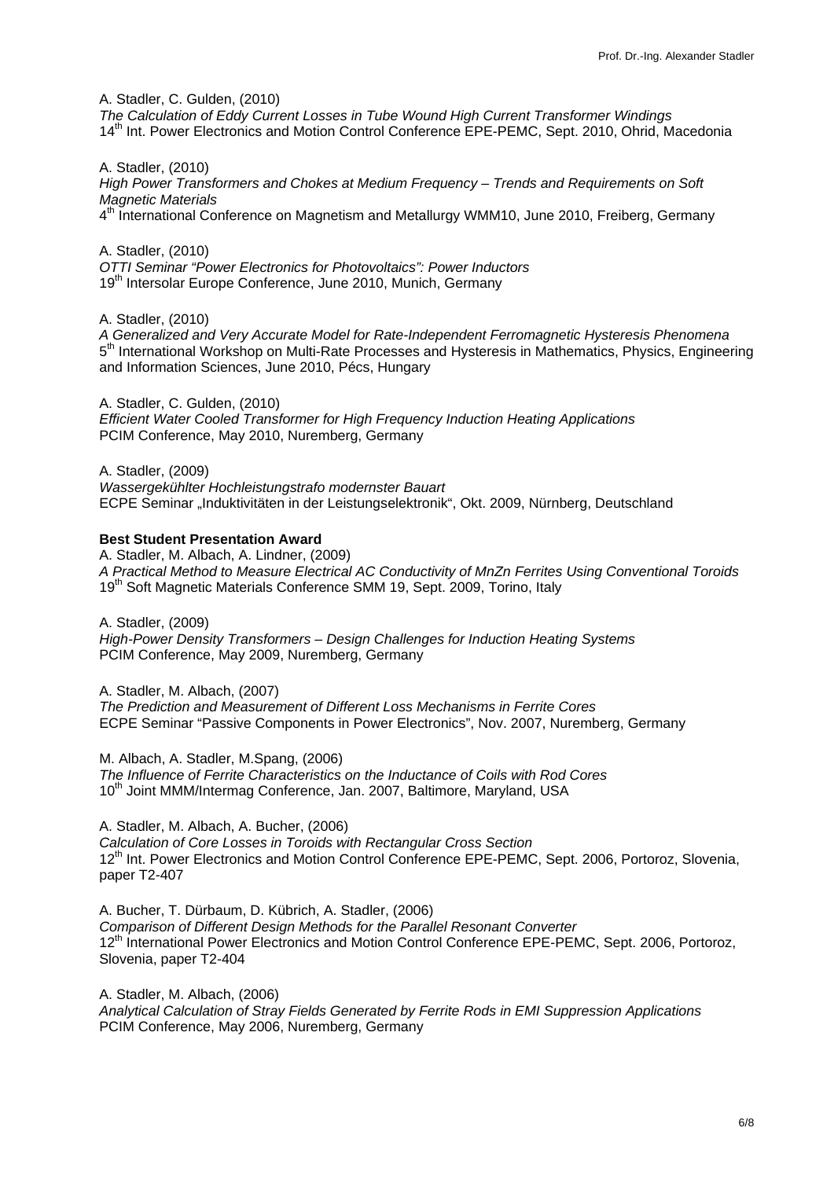A. Stadler, C. Gulden, (2010)
*The Calculation of Eddy Current Losses in Tube Wound High Current Transformer Windings*
14th Int. Power Electronics and Motion Control Conference EPE-PEMC, Sept. 2010, Ohrid, Macedonia

A. Stadler, (2010)
*High Power Transformers and Chokes at Medium Frequency – Trends and Requirements on Soft Magnetic Materials*
4th International Conference on Magnetism and Metallurgy WMM10, June 2010, Freiberg, Germany

A. Stadler, (2010)
*OTTI Seminar "Power Electronics for Photovoltaics": Power Inductors*
19th Intersolar Europe Conference, June 2010, Munich, Germany

A. Stadler, (2010)
*A Generalized and Very Accurate Model for Rate-Independent Ferromagnetic Hysteresis Phenomena*
5th International Workshop on Multi-Rate Processes and Hysteresis in Mathematics, Physics, Engineering and Information Sciences, June 2010, Pécs, Hungary

A. Stadler, C. Gulden, (2010)
*Efficient Water Cooled Transformer for High Frequency Induction Heating Applications*
PCIM Conference, May 2010, Nuremberg, Germany

A. Stadler, (2009)
*Wassergekühlter Hochleistungstrafo modernster Bauart*
ECPE Seminar „Induktivitäten in der Leistungselektronik", Okt. 2009, Nürnberg, Deutschland

**Best Student Presentation Award**
A. Stadler, M. Albach, A. Lindner, (2009)
*A Practical Method to Measure Electrical AC Conductivity of MnZn Ferrites Using Conventional Toroids*
19th Soft Magnetic Materials Conference SMM 19, Sept. 2009, Torino, Italy

A. Stadler, (2009)
*High-Power Density Transformers – Design Challenges for Induction Heating Systems*
PCIM Conference, May 2009, Nuremberg, Germany

A. Stadler, M. Albach, (2007)
*The Prediction and Measurement of Different Loss Mechanisms in Ferrite Cores*
ECPE Seminar "Passive Components in Power Electronics", Nov. 2007, Nuremberg, Germany

M. Albach, A. Stadler, M.Spang, (2006)
*The Influence of Ferrite Characteristics on the Inductance of Coils with Rod Cores*
10th Joint MMM/Intermag Conference, Jan. 2007, Baltimore, Maryland, USA

A. Stadler, M. Albach, A. Bucher, (2006)
*Calculation of Core Losses in Toroids with Rectangular Cross Section*
12th Int. Power Electronics and Motion Control Conference EPE-PEMC, Sept. 2006, Portoroz, Slovenia, paper T2-407

A. Bucher, T. Dürbaum, D. Kübrich, A. Stadler, (2006)
*Comparison of Different Design Methods for the Parallel Resonant Converter*
12th International Power Electronics and Motion Control Conference EPE-PEMC, Sept. 2006, Portoroz, Slovenia, paper T2-404

A. Stadler, M. Albach, (2006)
*Analytical Calculation of Stray Fields Generated by Ferrite Rods in EMI Suppression Applications*
PCIM Conference, May 2006, Nuremberg, Germany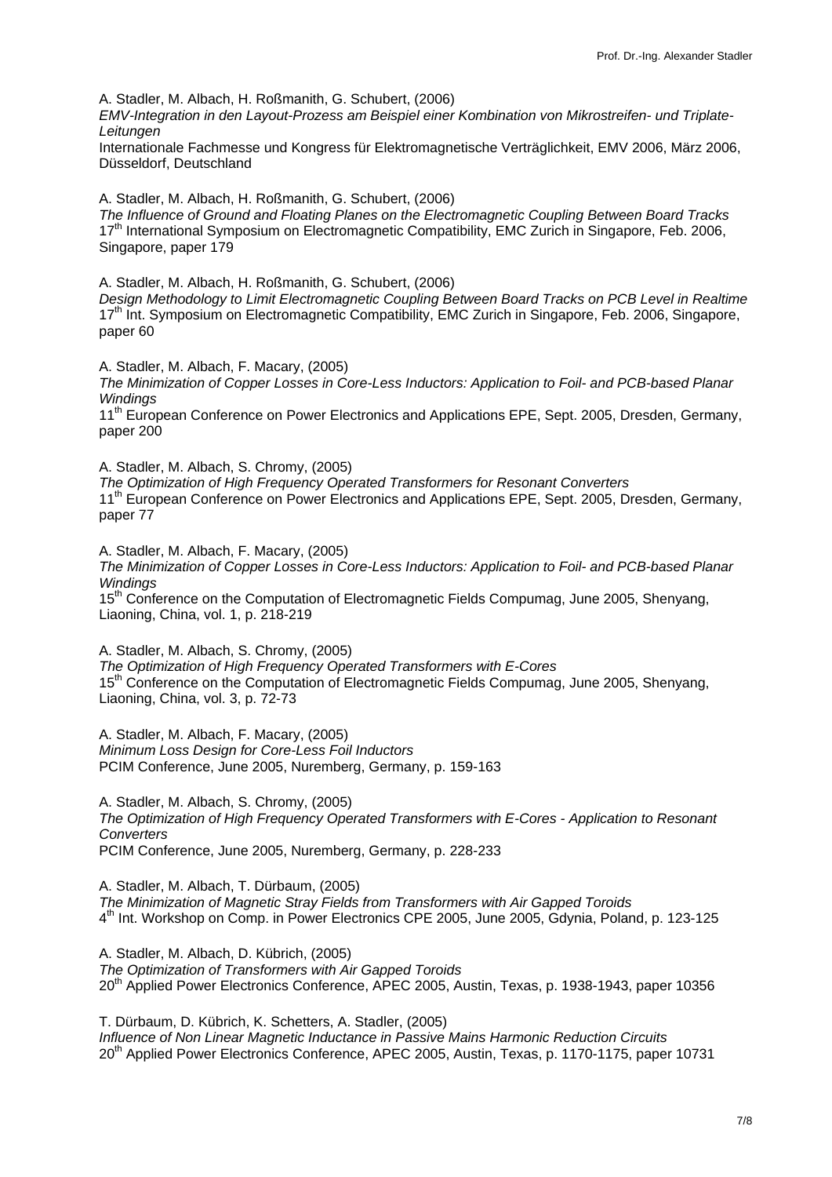A. Stadler, M. Albach, H. Roßmanith, G. Schubert, (2006)
*EMV-Integration in den Layout-Prozess am Beispiel einer Kombination von Mikrostreifen- und Triplate-Leitungen*
Internationale Fachmesse und Kongress für Elektromagnetische Verträglichkeit, EMV 2006, März 2006, Düsseldorf, Deutschland

A. Stadler, M. Albach, H. Roßmanith, G. Schubert, (2006)
*The Influence of Ground and Floating Planes on the Electromagnetic Coupling Between Board Tracks*
17th International Symposium on Electromagnetic Compatibility, EMC Zurich in Singapore, Feb. 2006, Singapore, paper 179

A. Stadler, M. Albach, H. Roßmanith, G. Schubert, (2006)
*Design Methodology to Limit Electromagnetic Coupling Between Board Tracks on PCB Level in Realtime*
17th Int. Symposium on Electromagnetic Compatibility, EMC Zurich in Singapore, Feb. 2006, Singapore, paper 60

A. Stadler, M. Albach, F. Macary, (2005)
*The Minimization of Copper Losses in Core-Less Inductors: Application to Foil- and PCB-based Planar Windings*
11th European Conference on Power Electronics and Applications EPE, Sept. 2005, Dresden, Germany, paper 200

A. Stadler, M. Albach, S. Chromy, (2005)
*The Optimization of High Frequency Operated Transformers for Resonant Converters*
11th European Conference on Power Electronics and Applications EPE, Sept. 2005, Dresden, Germany, paper 77

A. Stadler, M. Albach, F. Macary, (2005)
*The Minimization of Copper Losses in Core-Less Inductors: Application to Foil- and PCB-based Planar Windings*
15th Conference on the Computation of Electromagnetic Fields Compumag, June 2005, Shenyang, Liaoning, China, vol. 1, p. 218-219

A. Stadler, M. Albach, S. Chromy, (2005)
*The Optimization of High Frequency Operated Transformers with E-Cores*
15th Conference on the Computation of Electromagnetic Fields Compumag, June 2005, Shenyang, Liaoning, China, vol. 3, p. 72-73

A. Stadler, M. Albach, F. Macary, (2005)
*Minimum Loss Design for Core-Less Foil Inductors*
PCIM Conference, June 2005, Nuremberg, Germany, p. 159-163

A. Stadler, M. Albach, S. Chromy, (2005)
*The Optimization of High Frequency Operated Transformers with E-Cores - Application to Resonant Converters*
PCIM Conference, June 2005, Nuremberg, Germany, p. 228-233

A. Stadler, M. Albach, T. Dürbaum, (2005)
*The Minimization of Magnetic Stray Fields from Transformers with Air Gapped Toroids*
4th Int. Workshop on Comp. in Power Electronics CPE 2005, June 2005, Gdynia, Poland, p. 123-125

A. Stadler, M. Albach, D. Kübrich, (2005)
*The Optimization of Transformers with Air Gapped Toroids*
20th Applied Power Electronics Conference, APEC 2005, Austin, Texas, p. 1938-1943, paper 10356

T. Dürbaum, D. Kübrich, K. Schetters, A. Stadler, (2005)
*Influence of Non Linear Magnetic Inductance in Passive Mains Harmonic Reduction Circuits*
20th Applied Power Electronics Conference, APEC 2005, Austin, Texas, p. 1170-1175, paper 10731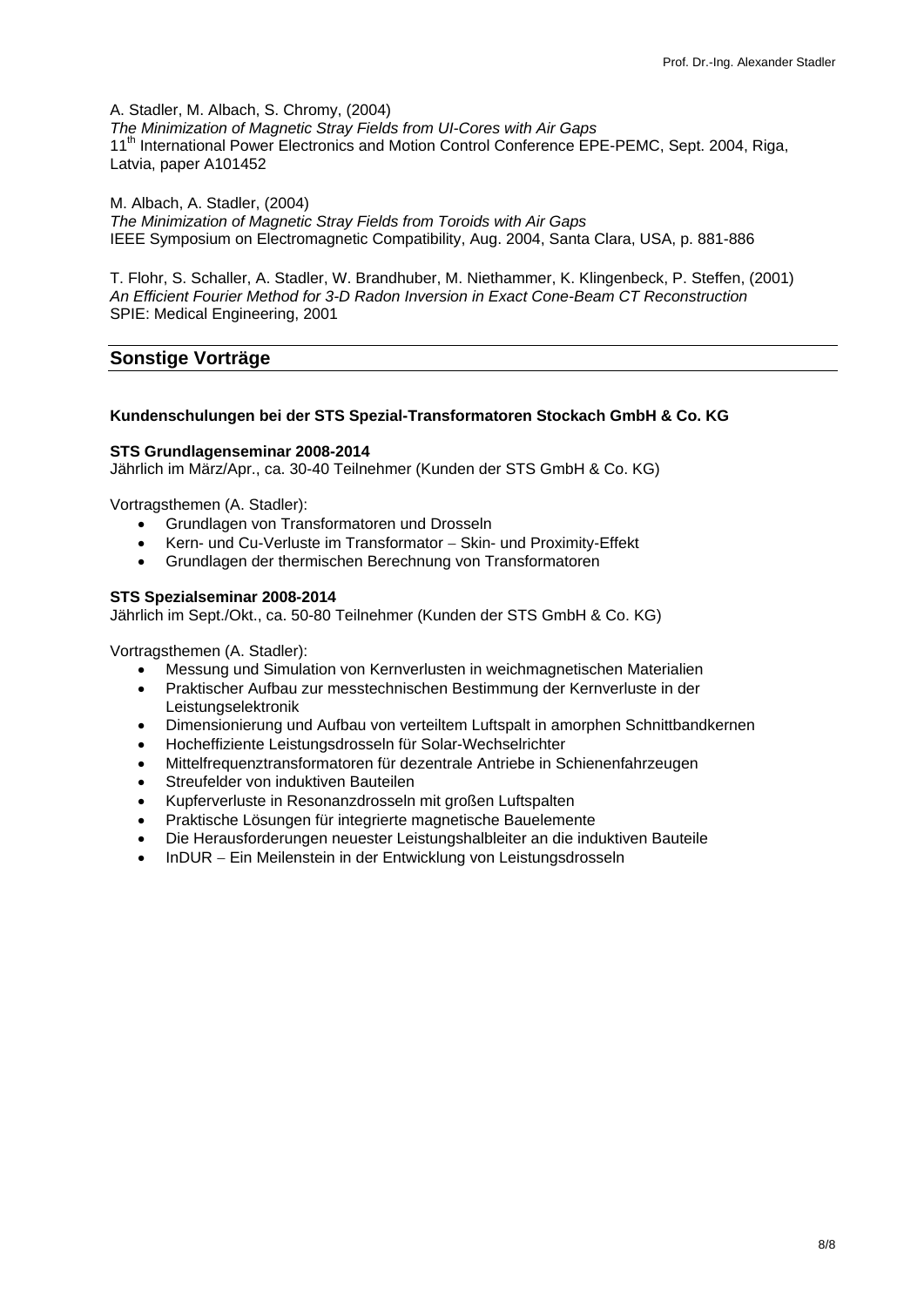A. Stadler, M. Albach, S. Chromy, (2004)
*The Minimization of Magnetic Stray Fields from UI-Cores with Air Gaps*
11th International Power Electronics and Motion Control Conference EPE-PEMC, Sept. 2004, Riga, Latvia, paper A101452

M. Albach, A. Stadler, (2004)
*The Minimization of Magnetic Stray Fields from Toroids with Air Gaps*
IEEE Symposium on Electromagnetic Compatibility, Aug. 2004, Santa Clara, USA, p. 881-886

T. Flohr, S. Schaller, A. Stadler, W. Brandhuber, M. Niethammer, K. Klingenbeck, P. Steffen, (2001)
*An Efficient Fourier Method for 3-D Radon Inversion in Exact Cone-Beam CT Reconstruction*
SPIE: Medical Engineering, 2001

## Sonstige Vorträge

**Kundenschulungen bei der STS Spezial-Transformatoren Stockach GmbH & Co. KG**

**STS Grundlagenseminar 2008-2014**
Jährlich im März/Apr., ca. 30-40 Teilnehmer (Kunden der STS GmbH & Co. KG)

Vortragsthemen (A. Stadler):

- Grundlagen von Transformatoren und Drosseln
- Kern- und Cu-Verluste im Transformator – Skin- und Proximity-Effekt
- Grundlagen der thermischen Berechnung von Transformatoren

**STS Spezialseminar 2008-2014**
Jährlich im Sept./Okt., ca. 50-80 Teilnehmer (Kunden der STS GmbH & Co. KG)

Vortragsthemen (A. Stadler):

- Messung und Simulation von Kernverlusten in weichmagnetischen Materialien
- Praktischer Aufbau zur messtechnischen Bestimmung der Kernverluste in der Leistungselektronik
- Dimensionierung und Aufbau von verteiltem Luftspalt in amorphen Schnittbandkernen
- Hocheffiziente Leistungsdrosseln für Solar-Wechselrichter
- Mittelfrequenztransformatoren für dezentrale Antriebe in Schienenfahrzeugen
- Streufelder von induktiven Bauteilen
- Kupferverluste in Resonanzdrosseln mit großen Luftspalten
- Praktische Lösungen für integrierte magnetische Bauelemente
- Die Herausforderungen neuester Leistungshalbleiter an die induktiven Bauteile
- InDUR – Ein Meilenstein in der Entwicklung von Leistungsdrosseln